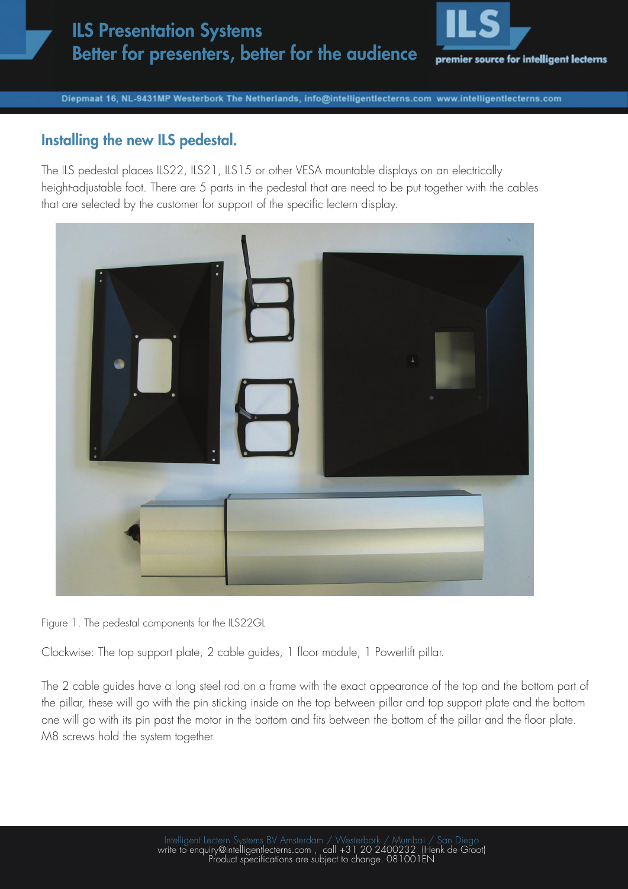ILS Presentation Systems
Better for presenters, better for the audience

premier source for intelligent lecterns

Diepmaat 16, NL-9431MP Westerbork The Netherlands, info@intelligentlecterns.com www.intelligentlecterns.com

## Installing the new ILS pedestal.

The ILS pedestal places ILS22, ILS21, ILS15 or other VESA mountable displays on an electrically height-adjustable foot. There are 5 parts in the pedestal that are need to be put together with the cables that are selected by the customer for support of the specific lectern display.

Figure 1. The pedestal components for the ILS22GL

Clockwise: The top support plate, 2 cable guides, 1 floor module, 1 Powerlift pillar.

The 2 cable guides have a long steel rod on a frame with the exact appearance of the top and the bottom part of the pillar, these will go with the pin sticking inside on the top between pillar and top support plate and the bottom one will go with its pin past the motor in the bottom and fits between the bottom of the pillar and the floor plate. M8 screws hold the system together.

Intelligent Lectern Systems BV Amsterdam / Westerbork / Mumbai / San Diego
write to enquiry@intelligentlecterns.com , call +31 20 2400232 (Henk de Groot)
Product specifications are subject to change. 081001EN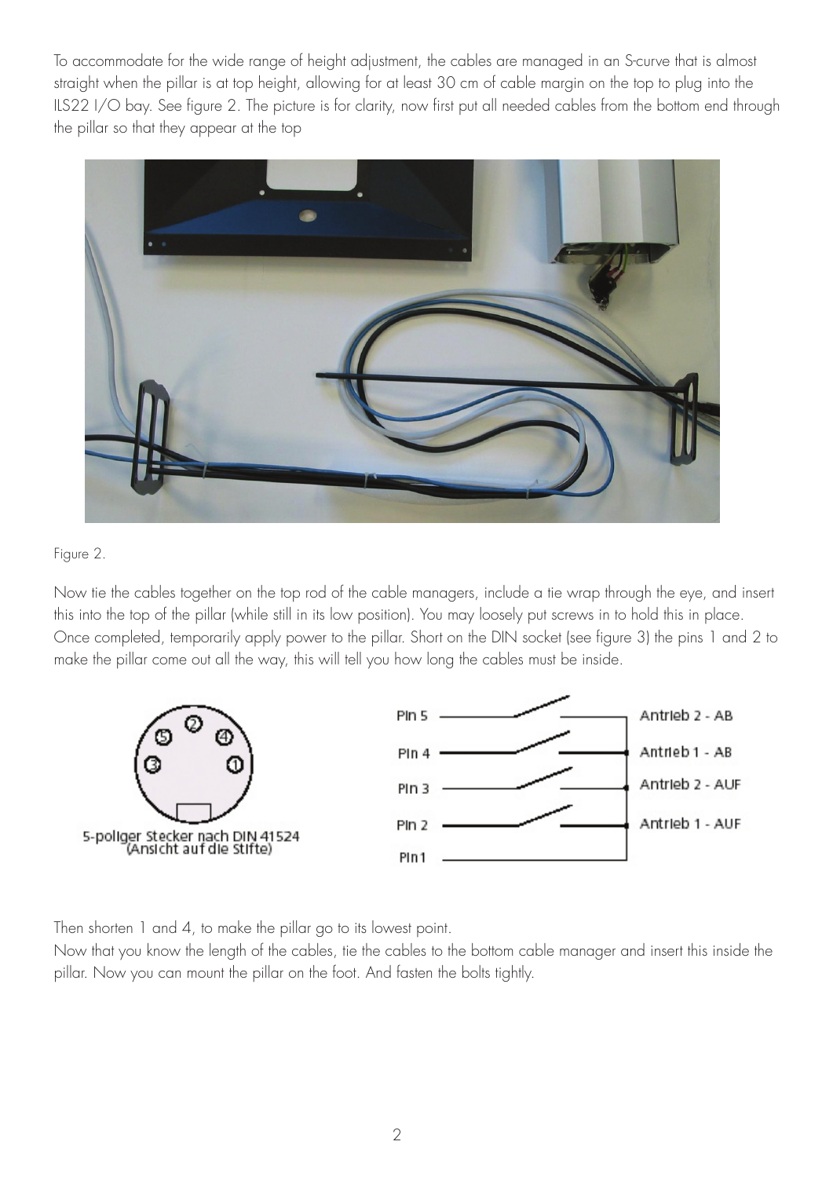To accommodate for the wide range of height adjustment, the cables are managed in an S-curve that is almost straight when the pillar is at top height, allowing for at least 30 cm of cable margin on the top to plug into the ILS22 I/O bay. See figure 2. The picture is for clarity, now first put all needed cables from the bottom end through the pillar so that they appear at the top

Figure 2.

Now tie the cables together on the top rod of the cable managers, include a tie wrap through the eye, and insert this into the top of the pillar (while still in its low position). You may loosely put screws in to hold this in place. Once completed, temporarily apply power to the pillar. Short on the DIN socket (see figure 3) the pins 1 and 2 to make the pillar come out all the way, this will tell you how long the cables must be inside.

5-poliger Stecker nach DIN 41524 (Ansicht auf die Stifte)

Pin 5 — Antrieb 2 - AB
Pin 4 — Antrieb 1 - AB
Pin 3 — Antrieb 2 - AUF
Pin 2 — Antrieb 1 - AUF
Pin1

Then shorten 1 and 4, to make the pillar go to its lowest point.
Now that you know the length of the cables, tie the cables to the bottom cable manager and insert this inside the pillar. Now you can mount the pillar on the foot. And fasten the bolts tightly.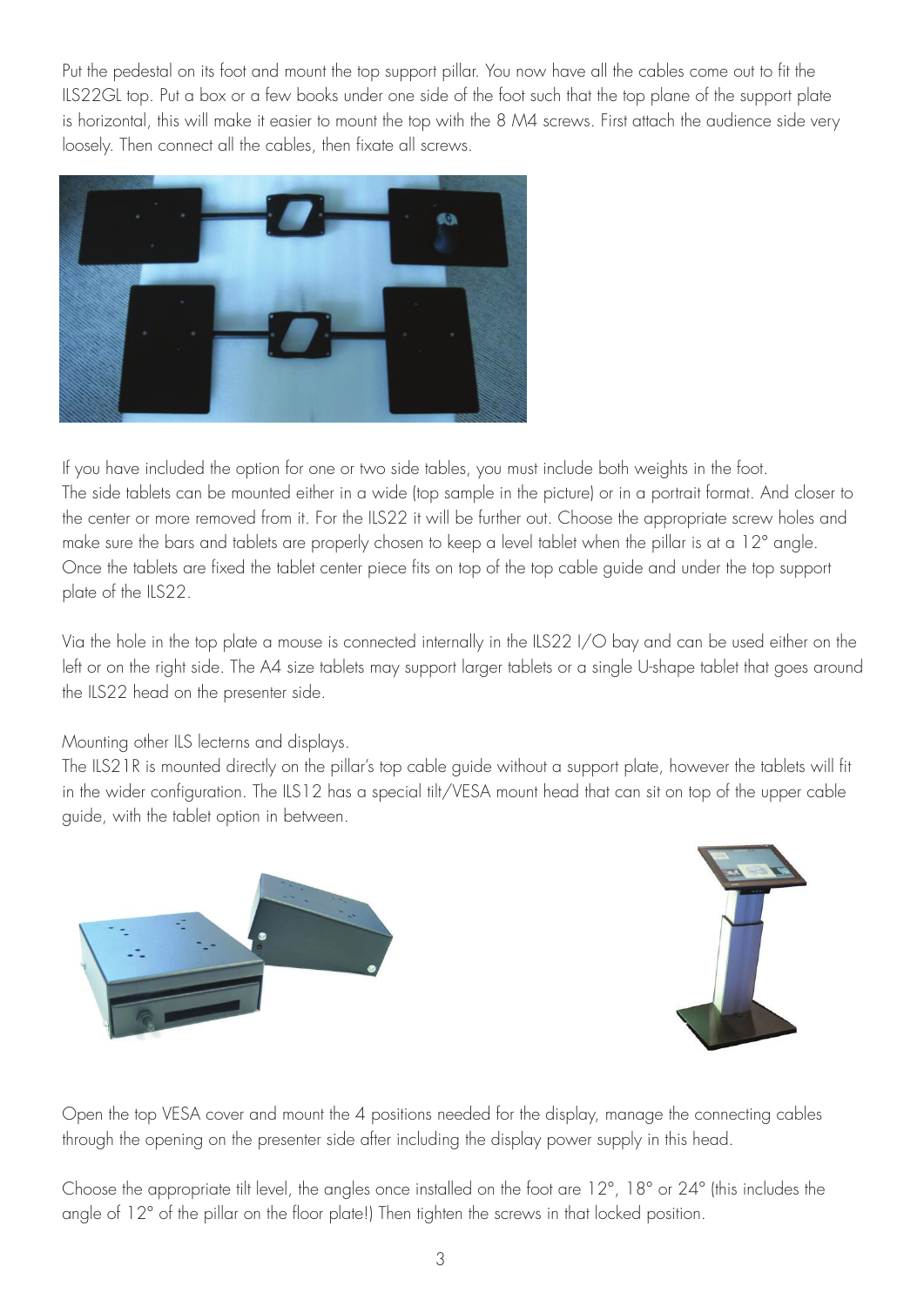Put the pedestal on its foot and mount the top support pillar. You now have all the cables come out to fit the ILS22GL top. Put a box or a few books under one side of the foot such that the top plane of the support plate is horizontal, this will make it easier to mount the top with the 8 M4 screws. First attach the audience side very loosely. Then connect all the cables, then fixate all screws.

If you have included the option for one or two side tables, you must include both weights in the foot.
The side tablets can be mounted either in a wide (top sample in the picture) or in a portrait format. And closer to the center or more removed from it. For the ILS22 it will be further out. Choose the appropriate screw holes and make sure the bars and tablets are properly chosen to keep a level tablet when the pillar is at a 12° angle.
Once the tablets are fixed the tablet center piece fits on top of the top cable guide and under the top support plate of the ILS22.

Via the hole in the top plate a mouse is connected internally in the ILS22 I/O bay and can be used either on the left or on the right side. The A4 size tablets may support larger tablets or a single U-shape tablet that goes around the ILS22 head on the presenter side.

Mounting other ILS lecterns and displays.
The ILS21R is mounted directly on the pillar's top cable guide without a support plate, however the tablets will fit in the wider configuration. The ILS12 has a special tilt/VESA mount head that can sit on top of the upper cable guide, with the tablet option in between.

Open the top VESA cover and mount the 4 positions needed for the display, manage the connecting cables through the opening on the presenter side after including the display power supply in this head.

Choose the appropriate tilt level, the angles once installed on the foot are 12°, 18° or 24° (this includes the angle of 12° of the pillar on the floor plate!) Then tighten the screws in that locked position.